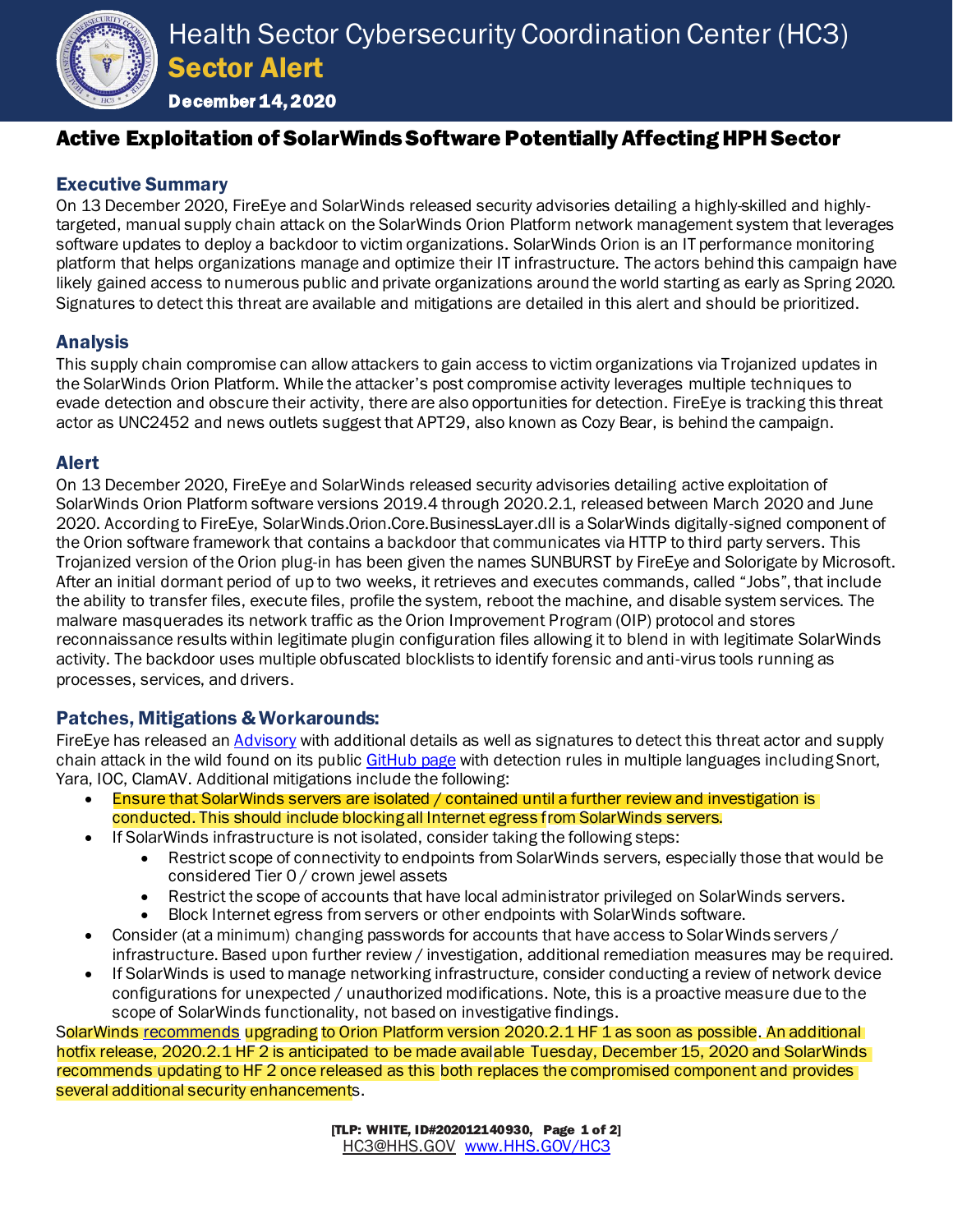# Health Sector Cybersecurity Coordination Center (HC3)

## Sector Alert

**December 14, 2020**

# Active Exploitation of SolarWinds Software Potentially Affecting HPH Sector

## Executive Summary

On 13 December 2020, FireEye and SolarWinds released security advisories detailing a highly-skilled and highly-targeted, manual supply chain attack on the SolarWinds Orion Platform network management system that leverages software updates to deploy a backdoor to victim organizations. SolarWinds Orion is an IT performance monitoring platform that helps organizations manage and optimize their IT infrastructure. The actors behind this campaign have likely gained access to numerous public and private organizations around the world starting as early as Spring 2020. Signatures to detect this threat are available and mitigations are detailed in this alert and should be prioritized.

## Analysis

This supply chain compromise can allow attackers to gain access to victim organizations via Trojanized updates in the SolarWinds Orion Platform. While the attacker's post compromise activity leverages multiple techniques to evade detection and obscure their activity, there are also opportunities for detection. FireEye is tracking this threat actor as UNC2452 and news outlets suggest that APT29, also known as Cozy Bear, is behind the campaign.

## Alert

On 13 December 2020, FireEye and SolarWinds released security advisories detailing active exploitation of SolarWinds Orion Platform software versions 2019.4 through 2020.2.1, released between March 2020 and June 2020. According to FireEye, SolarWinds.Orion.Core.BusinessLayer.dll is a SolarWinds digitally-signed component of the Orion software framework that contains a backdoor that communicates via HTTP to third party servers. This Trojanized version of the Orion plug-in has been given the names SUNBURST by FireEye and Solorigate by Microsoft. After an initial dormant period of up to two weeks, it retrieves and executes commands, called "Jobs", that include the ability to transfer files, execute files, profile the system, reboot the machine, and disable system services. The malware masquerades its network traffic as the Orion Improvement Program (OIP) protocol and stores reconnaissance results within legitimate plugin configuration files allowing it to blend in with legitimate SolarWinds activity. The backdoor uses multiple obfuscated blocklists to identify forensic and anti-virus tools running as processes, services, and drivers.

## Patches, Mitigations & Workarounds:

FireEye has released an Advisory with additional details as well as signatures to detect this threat actor and supply chain attack in the wild found on its public GitHub page with detection rules in multiple languages including Snort, Yara, IOC, ClamAV. Additional mitigations include the following:

- Ensure that SolarWinds servers are isolated / contained until a further review and investigation is conducted. This should include blocking all Internet egress from SolarWinds servers.
- If SolarWinds infrastructure is not isolated, consider taking the following steps:
  - Restrict scope of connectivity to endpoints from SolarWinds servers, especially those that would be considered Tier 0 / crown jewel assets
  - Restrict the scope of accounts that have local administrator privileged on SolarWinds servers.
  - Block Internet egress from servers or other endpoints with SolarWinds software.
- Consider (at a minimum) changing passwords for accounts that have access to SolarWinds servers / infrastructure. Based upon further review / investigation, additional remediation measures may be required.
- If SolarWinds is used to manage networking infrastructure, consider conducting a review of network device configurations for unexpected / unauthorized modifications. Note, this is a proactive measure due to the scope of SolarWinds functionality, not based on investigative findings.

SolarWinds recommends upgrading to Orion Platform version 2020.2.1 HF 1 as soon as possible. An additional hotfix release, 2020.2.1 HF 2 is anticipated to be made available Tuesday, December 15, 2020 and SolarWinds recommends updating to HF 2 once released as this both replaces the compromised component and provides several additional security enhancements.

[TLP: WHITE, ID#202012140930]
HC3@HHS.GOV www.HHS.GOV/HC3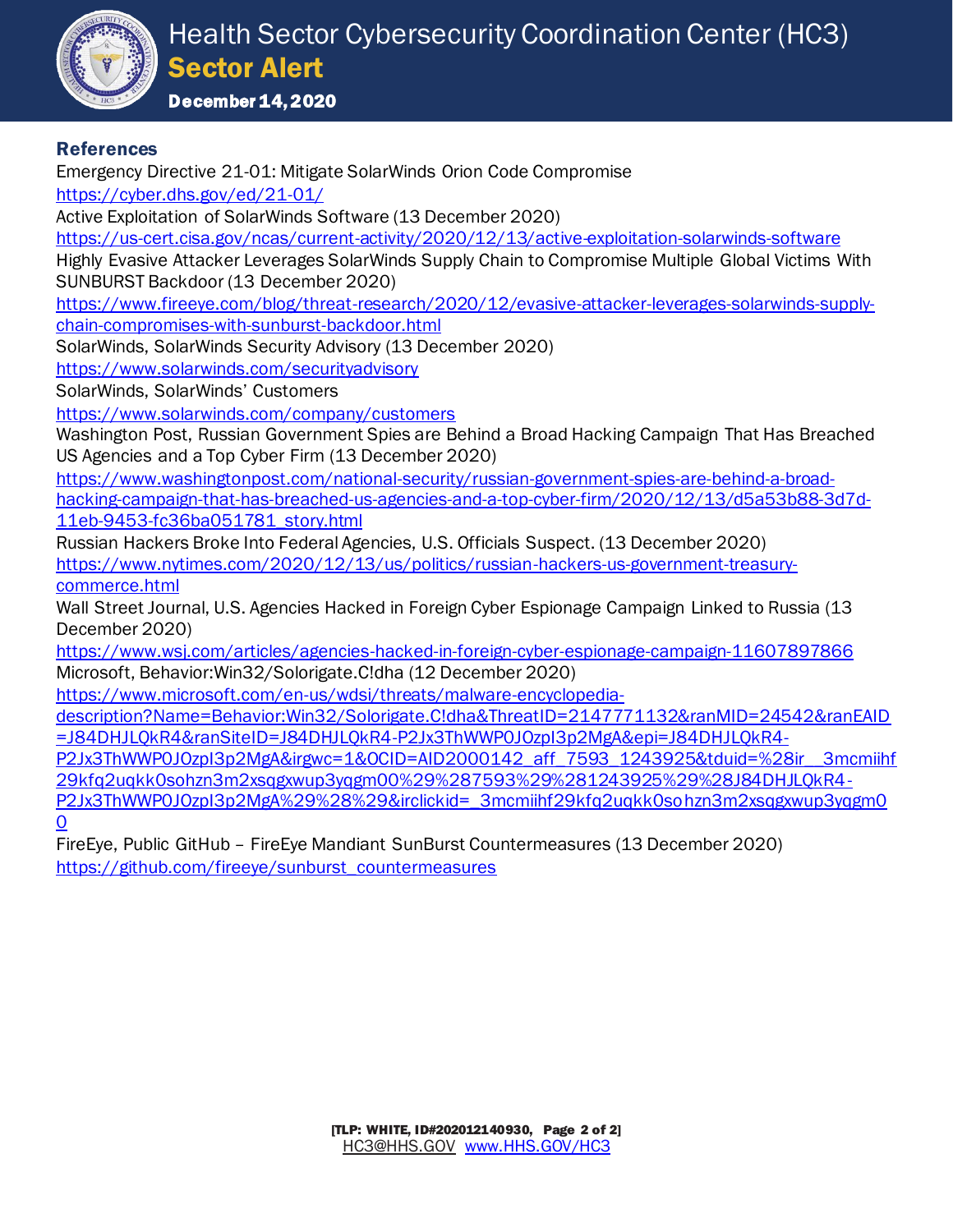## References

Emergency Directive 21-01: Mitigate SolarWinds Orion Code Compromise
https://cyber.dhs.gov/ed/21-01/

Active Exploitation of SolarWinds Software (13 December 2020)
https://us-cert.cisa.gov/ncas/current-activity/2020/12/13/active-exploitation-solarwinds-software

Highly Evasive Attacker Leverages SolarWinds Supply Chain to Compromise Multiple Global Victims With SUNBURST Backdoor (13 December 2020)
https://www.fireeye.com/blog/threat-research/2020/12/evasive-attacker-leverages-solarwinds-supply-chain-compromises-with-sunburst-backdoor.html

SolarWinds, SolarWinds Security Advisory (13 December 2020)
https://www.solarwinds.com/securityadvisory

SolarWinds, SolarWinds' Customers
https://www.solarwinds.com/company/customers

Washington Post, Russian Government Spies are Behind a Broad Hacking Campaign That Has Breached US Agencies and a Top Cyber Firm (13 December 2020)
https://www.washingtonpost.com/national-security/russian-government-spies-are-behind-a-broad-hacking-campaign-that-has-breached-us-agencies-and-a-top-cyber-firm/2020/12/13/d5a53b88-3d7d-11eb-9453-fc36ba051781_story.html

Russian Hackers Broke Into Federal Agencies, U.S. Officials Suspect. (13 December 2020)
https://www.nytimes.com/2020/12/13/us/politics/russian-hackers-us-government-treasury-commerce.html

Wall Street Journal, U.S. Agencies Hacked in Foreign Cyber Espionage Campaign Linked to Russia (13 December 2020)
https://www.wsj.com/articles/agencies-hacked-in-foreign-cyber-espionage-campaign-11607897866

Microsoft, Behavior:Win32/Solorigate.C!dha (12 December 2020)
https://www.microsoft.com/en-us/wdsi/threats/malware-encyclopedia-description?Name=Behavior:Win32/Solorigate.C!dha&ThreatID=2147771132&ranMID=24542&ranEAID=J84DHJLQkR4&ranSiteID=J84DHJLQkR4-P2Jx3ThWWP0JOzpI3p2MgA&epi=J84DHJLQkR4-P2Jx3ThWWP0JOzpI3p2MgA&irgwc=1&OCID=AID2000142_aff_7593_1243925&tduid=%28ir__3mcmiihf29kfq2uqkk0sohzn3m2xsqgxwup3yqgm00%29%287593%29%281243925%29%28J84DHJLQkR4-P2Jx3ThWWP0JOzpI3p2MgA%29%28%29&irclickid=_3mcmiihf29kfq2uqkk0sohzn3m2xsqgxwup3yqgm00

FireEye, Public GitHub – FireEye Mandiant SunBurst Countermeasures (13 December 2020)
https://github.com/fireeye/sunburst_countermeasures

[TLP: WHITE, ID#202012140930, Page 2 of 2]
HC3@HHS.GOV www.HHS.GOV/HC3